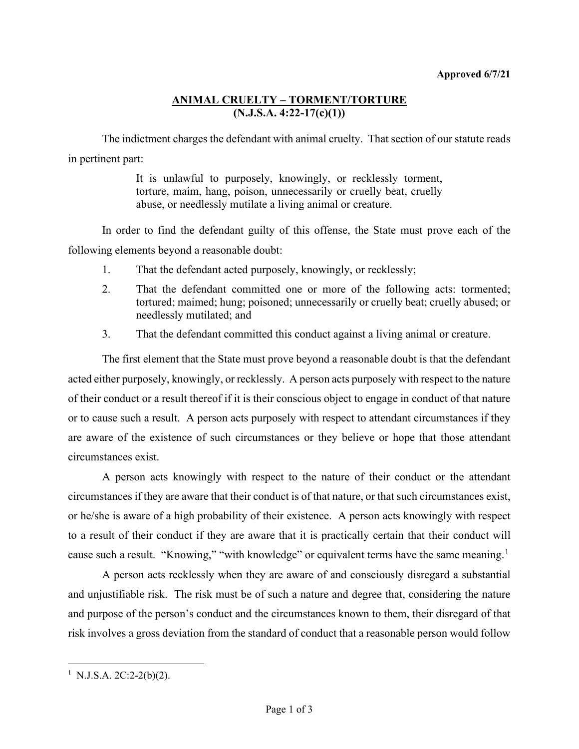**Approved 6/7/21**

# ANIMAL CRUELTY – TORMENT/TORTURE
## (N.J.S.A. 4:22-17(c)(1))

The indictment charges the defendant with animal cruelty. That section of our statute reads in pertinent part:

> It is unlawful to purposely, knowingly, or recklessly torment, torture, maim, hang, poison, unnecessarily or cruelly beat, cruelly abuse, or needlessly mutilate a living animal or creature.

In order to find the defendant guilty of this offense, the State must prove each of the following elements beyond a reasonable doubt:

1. That the defendant acted purposely, knowingly, or recklessly;
2. That the defendant committed one or more of the following acts: tormented; tortured; maimed; hung; poisoned; unnecessarily or cruelly beat; cruelly abused; or needlessly mutilated; and
3. That the defendant committed this conduct against a living animal or creature.

The first element that the State must prove beyond a reasonable doubt is that the defendant acted either purposely, knowingly, or recklessly. A person acts purposely with respect to the nature of their conduct or a result thereof if it is their conscious object to engage in conduct of that nature or to cause such a result. A person acts purposely with respect to attendant circumstances if they are aware of the existence of such circumstances or they believe or hope that those attendant circumstances exist.

A person acts knowingly with respect to the nature of their conduct or the attendant circumstances if they are aware that their conduct is of that nature, or that such circumstances exist, or he/she is aware of a high probability of their existence. A person acts knowingly with respect to a result of their conduct if they are aware that it is practically certain that their conduct will cause such a result. "Knowing," "with knowledge" or equivalent terms have the same meaning.[1]

A person acts recklessly when they are aware of and consciously disregard a substantial and unjustifiable risk. The risk must be of such a nature and degree that, considering the nature and purpose of the person's conduct and the circumstances known to them, their disregard of that risk involves a gross deviation from the standard of conduct that a reasonable person would follow

---

[1] N.J.S.A. 2C:2-2(b)(2).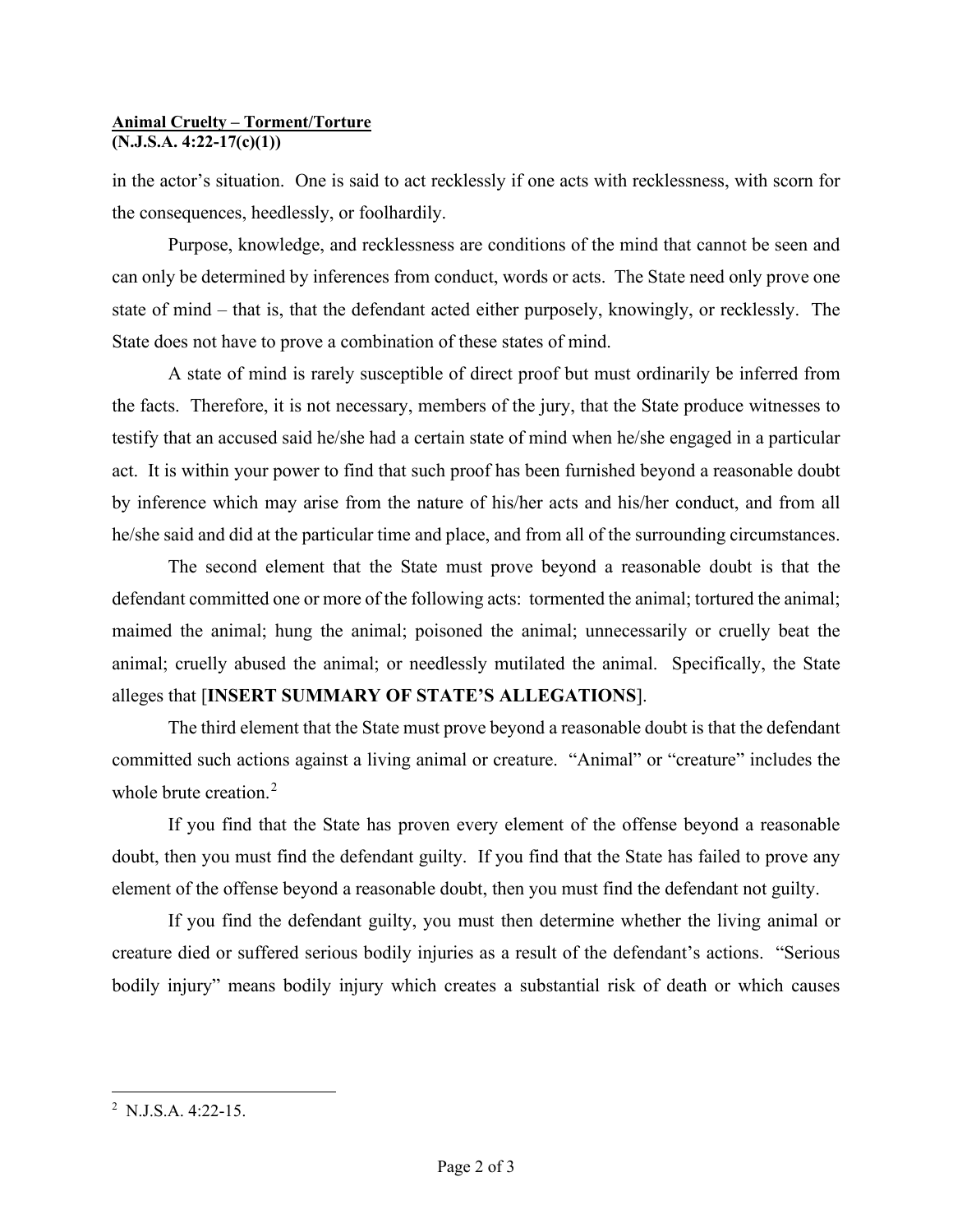in the actor's situation. One is said to act recklessly if one acts with recklessness, with scorn for the consequences, heedlessly, or foolhardily.

Purpose, knowledge, and recklessness are conditions of the mind that cannot be seen and can only be determined by inferences from conduct, words or acts. The State need only prove one state of mind – that is, that the defendant acted either purposely, knowingly, or recklessly. The State does not have to prove a combination of these states of mind.

A state of mind is rarely susceptible of direct proof but must ordinarily be inferred from the facts. Therefore, it is not necessary, members of the jury, that the State produce witnesses to testify that an accused said he/she had a certain state of mind when he/she engaged in a particular act. It is within your power to find that such proof has been furnished beyond a reasonable doubt by inference which may arise from the nature of his/her acts and his/her conduct, and from all he/she said and did at the particular time and place, and from all of the surrounding circumstances.

The second element that the State must prove beyond a reasonable doubt is that the defendant committed one or more of the following acts: tormented the animal; tortured the animal; maimed the animal; hung the animal; poisoned the animal; unnecessarily or cruelly beat the animal; cruelly abused the animal; or needlessly mutilated the animal. Specifically, the State alleges that [**INSERT SUMMARY OF STATE'S ALLEGATIONS**].

The third element that the State must prove beyond a reasonable doubt is that the defendant committed such actions against a living animal or creature. "Animal" or "creature" includes the whole brute creation.[2]

If you find that the State has proven every element of the offense beyond a reasonable doubt, then you must find the defendant guilty. If you find that the State has failed to prove any element of the offense beyond a reasonable doubt, then you must find the defendant not guilty.

If you find the defendant guilty, you must then determine whether the living animal or creature died or suffered serious bodily injuries as a result of the defendant's actions. "Serious bodily injury" means bodily injury which creates a substantial risk of death or which causes

---

[2] N.J.S.A. 4:22-15.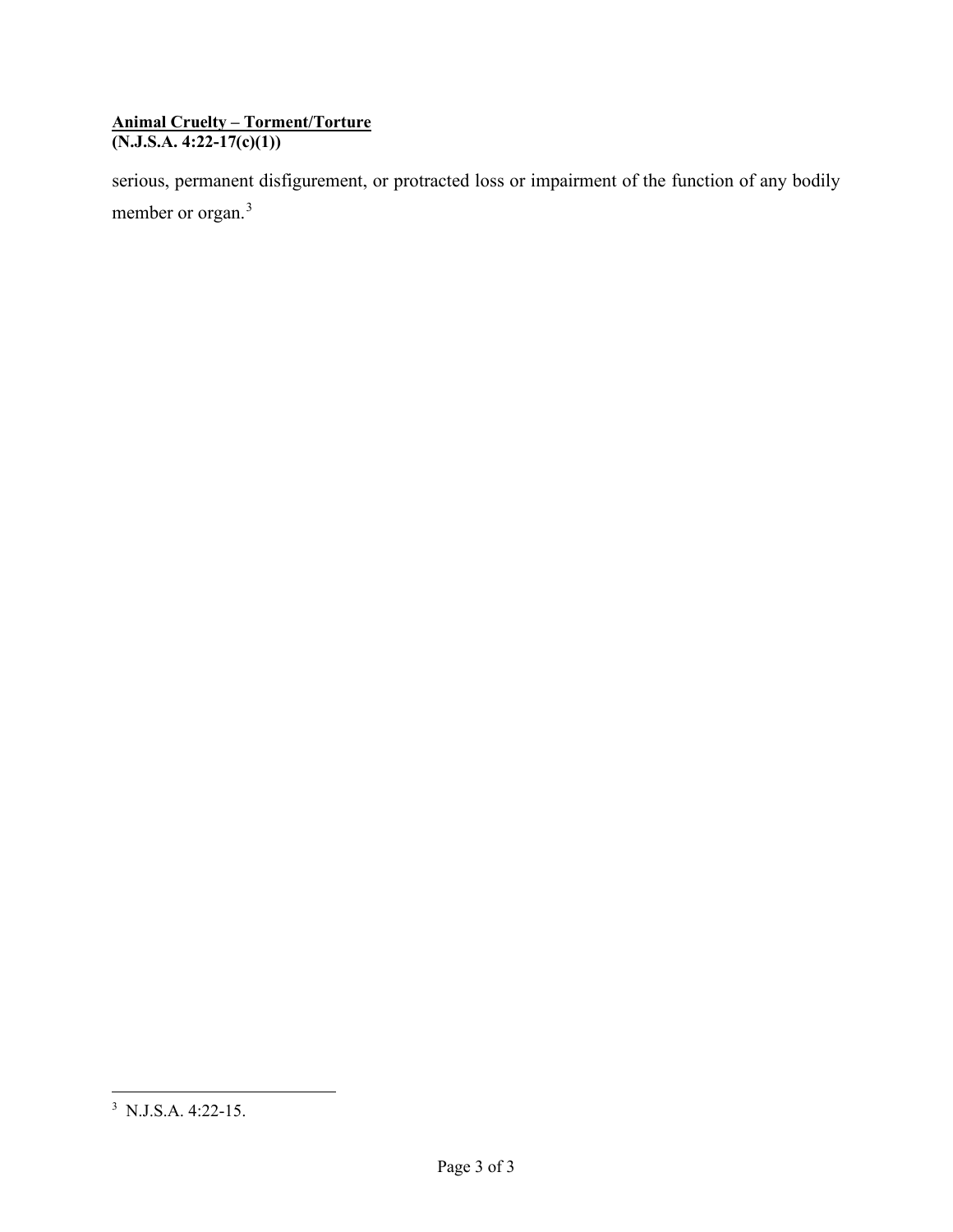serious, permanent disfigurement, or protracted loss or impairment of the function of any bodily member or organ.[3]

---

[3] N.J.S.A. 4:22-15.